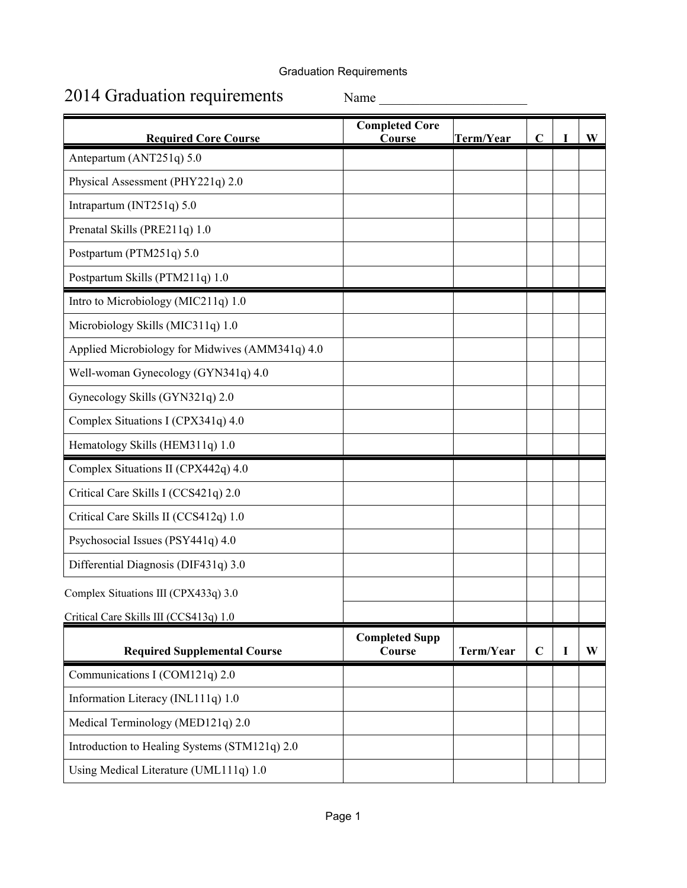# 2014 Graduation requirements

Name ______________________

| Required Core Course | Completed Core Course | Term/Year | C | I | W |
|---|---|---|---|---|---|
| Antepartum (ANT251q) 5.0 | | | | | |
| Physical Assessment (PHY221q) 2.0 | | | | | |
| Intrapartum (INT251q) 5.0 | | | | | |
| Prenatal Skills (PRE211q) 1.0 | | | | | |
| Postpartum (PTM251q) 5.0 | | | | | |
| Postpartum Skills (PTM211q) 1.0 | | | | | |
| Intro to Microbiology (MIC211q) 1.0 | | | | | |
| Microbiology Skills (MIC311q) 1.0 | | | | | |
| Applied Microbiology for Midwives (AMM341q) 4.0 | | | | | |
| Well-woman Gynecology (GYN341q) 4.0 | | | | | |
| Gynecology Skills (GYN321q) 2.0 | | | | | |
| Complex Situations I (CPX341q) 4.0 | | | | | |
| Hematology Skills (HEM311q) 1.0 | | | | | |
| Complex Situations II (CPX442q) 4.0 | | | | | |
| Critical Care Skills I (CCS421q) 2.0 | | | | | |
| Critical Care Skills II (CCS412q) 1.0 | | | | | |
| Psychosocial Issues (PSY441q) 4.0 | | | | | |
| Differential Diagnosis (DIF431q) 3.0 | | | | | |
| Complex Situations III (CPX433q) 3.0 | | | | | |
| Critical Care Skills III (CCS413q) 1.0 | | | | | |

| Required Supplemental Course | Completed Supp Course | Term/Year | C | I | W |
|---|---|---|---|---|---|
| Communications I (COM121q) 2.0 | | | | | |
| Information Literacy (INL111q) 1.0 | | | | | |
| Medical Terminology (MED121q) 2.0 | | | | | |
| Introduction to Healing Systems (STM121q) 2.0 | | | | | |
| Using Medical Literature (UML111q) 1.0 | | | | | |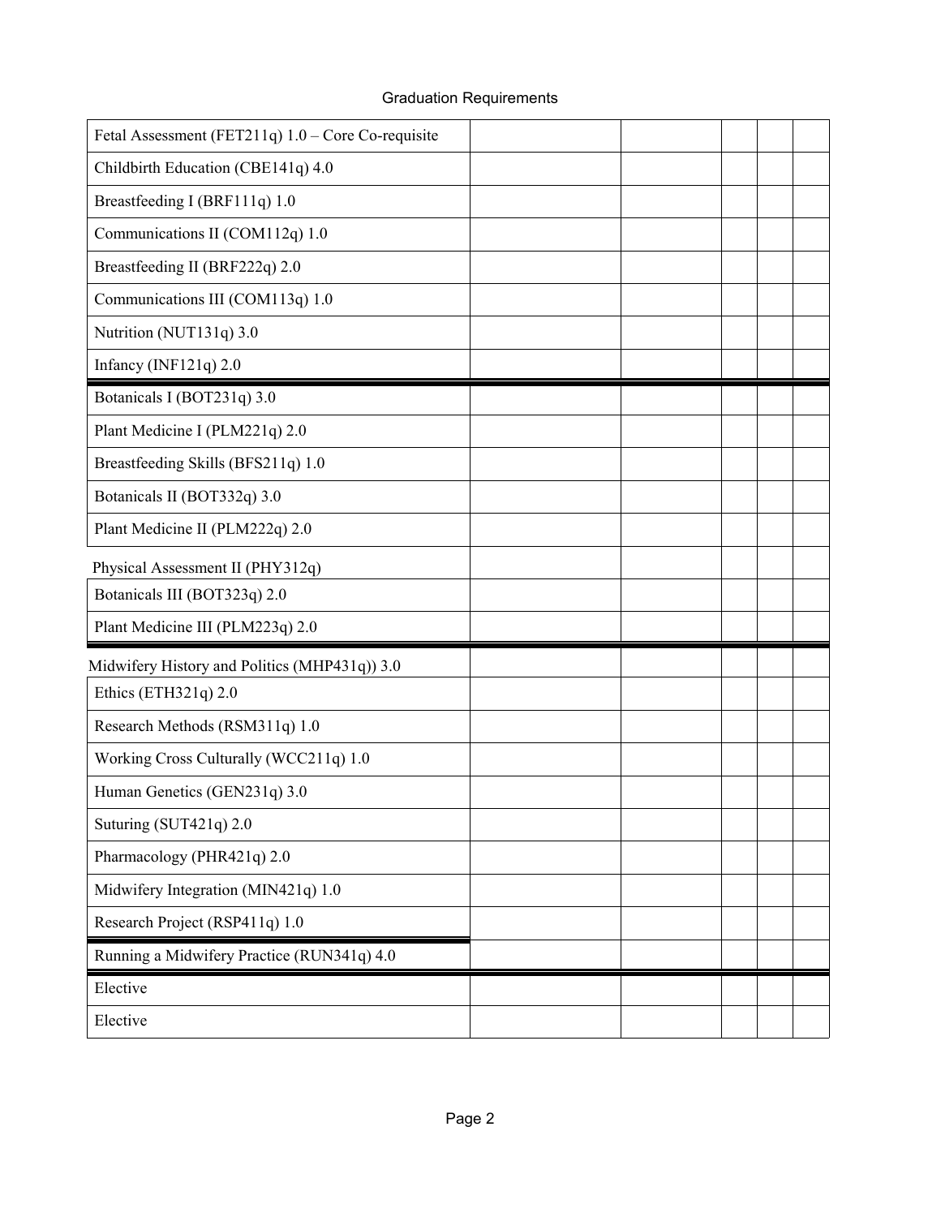# Graduation Requirements

| | | | | | |
|---|---|---|---|---|---|
| Fetal Assessment (FET211q) 1.0 – Core Co-requisite | | | | | |
| Childbirth Education (CBE141q) 4.0 | | | | | |
| Breastfeeding I (BRF111q) 1.0 | | | | | |
| Communications II (COM112q) 1.0 | | | | | |
| Breastfeeding II (BRF222q) 2.0 | | | | | |
| Communications III (COM113q) 1.0 | | | | | |
| Nutrition (NUT131q) 3.0 | | | | | |
| Infancy (INF121q) 2.0 | | | | | |
| Botanicals I (BOT231q) 3.0 | | | | | |
| Plant Medicine I (PLM221q) 2.0 | | | | | |
| Breastfeeding Skills (BFS211q) 1.0 | | | | | |
| Botanicals II (BOT332q) 3.0 | | | | | |
| Plant Medicine II (PLM222q) 2.0 | | | | | |
| Physical Assessment II (PHY312q) | | | | | |
| Botanicals III (BOT323q) 2.0 | | | | | |
| Plant Medicine III (PLM223q) 2.0 | | | | | |
| Midwifery History and Politics (MHP431q)) 3.0 | | | | | |
| Ethics (ETH321q) 2.0 | | | | | |
| Research Methods (RSM311q) 1.0 | | | | | |
| Working Cross Culturally (WCC211q) 1.0 | | | | | |
| Human Genetics (GEN231q) 3.0 | | | | | |
| Suturing (SUT421q) 2.0 | | | | | |
| Pharmacology (PHR421q) 2.0 | | | | | |
| Midwifery Integration (MIN421q) 1.0 | | | | | |
| Research Project (RSP411q) 1.0 | | | | | |
| Running a Midwifery Practice (RUN341q) 4.0 | | | | | |
| Elective | | | | | |
| Elective | | | | | |